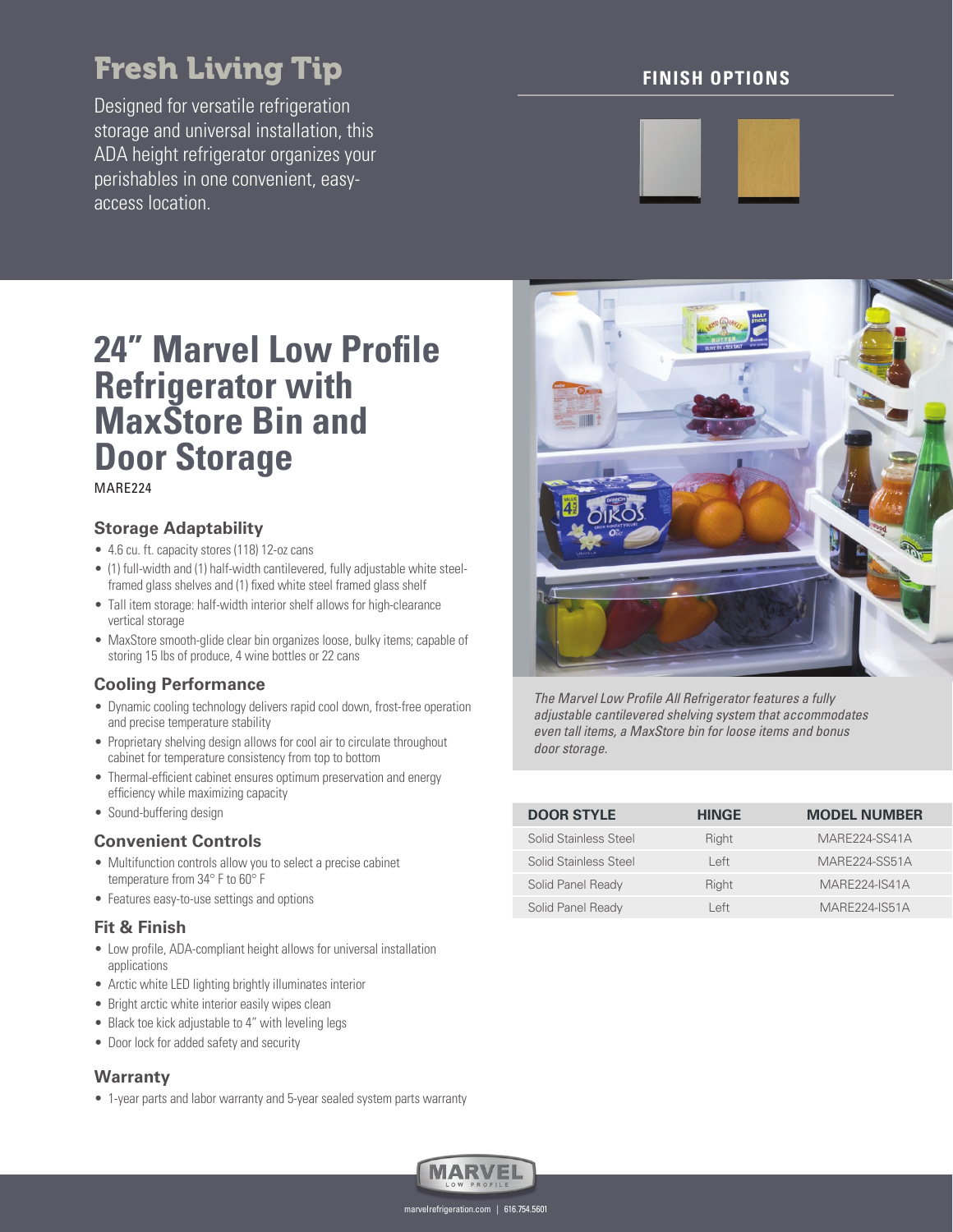# Fresh Living Tip

Designed for versatile refrigeration storage and universal installation, this ADA height refrigerator organizes your perishables in one convenient, easy-access location.

**FINISH OPTIONS**

# 24" Marvel Low Profile Refrigerator with MaxStore Bin and Door Storage

MARE224

### Storage Adaptability

- 4.6 cu. ft. capacity stores (118) 12-oz cans
- (1) full-width and (1) half-width cantilevered, fully adjustable white steel-framed glass shelves and (1) fixed white steel framed glass shelf
- Tall item storage: half-width interior shelf allows for high-clearance vertical storage
- MaxStore smooth-glide clear bin organizes loose, bulky items; capable of storing 15 lbs of produce, 4 wine bottles or 22 cans

### Cooling Performance

- Dynamic cooling technology delivers rapid cool down, frost-free operation and precise temperature stability
- Proprietary shelving design allows for cool air to circulate throughout cabinet for temperature consistency from top to bottom
- Thermal-efficient cabinet ensures optimum preservation and energy efficiency while maximizing capacity
- Sound-buffering design

### Convenient Controls

- Multifunction controls allow you to select a precise cabinet temperature from 34° F to 60° F
- Features easy-to-use settings and options

### Fit & Finish

- Low profile, ADA-compliant height allows for universal installation applications
- Arctic white LED lighting brightly illuminates interior
- Bright arctic white interior easily wipes clean
- Black toe kick adjustable to 4" with leveling legs
- Door lock for added safety and security

### Warranty

- 1-year parts and labor warranty and 5-year sealed system parts warranty

*The Marvel Low Profile All Refrigerator features a fully adjustable cantilevered shelving system that accommodates even tall items, a MaxStore bin for loose items and bonus door storage.*

| DOOR STYLE | HINGE | MODEL NUMBER |
|---|---|---|
| Solid Stainless Steel | Right | MARE224-SS41A |
| Solid Stainless Steel | Left | MARE224-SS51A |
| Solid Panel Ready | Right | MARE224-IS41A |
| Solid Panel Ready | Left | MARE224-IS51A |

MARVEL LOW PROFILE

marvelrefrigeration.com | 616.754.5601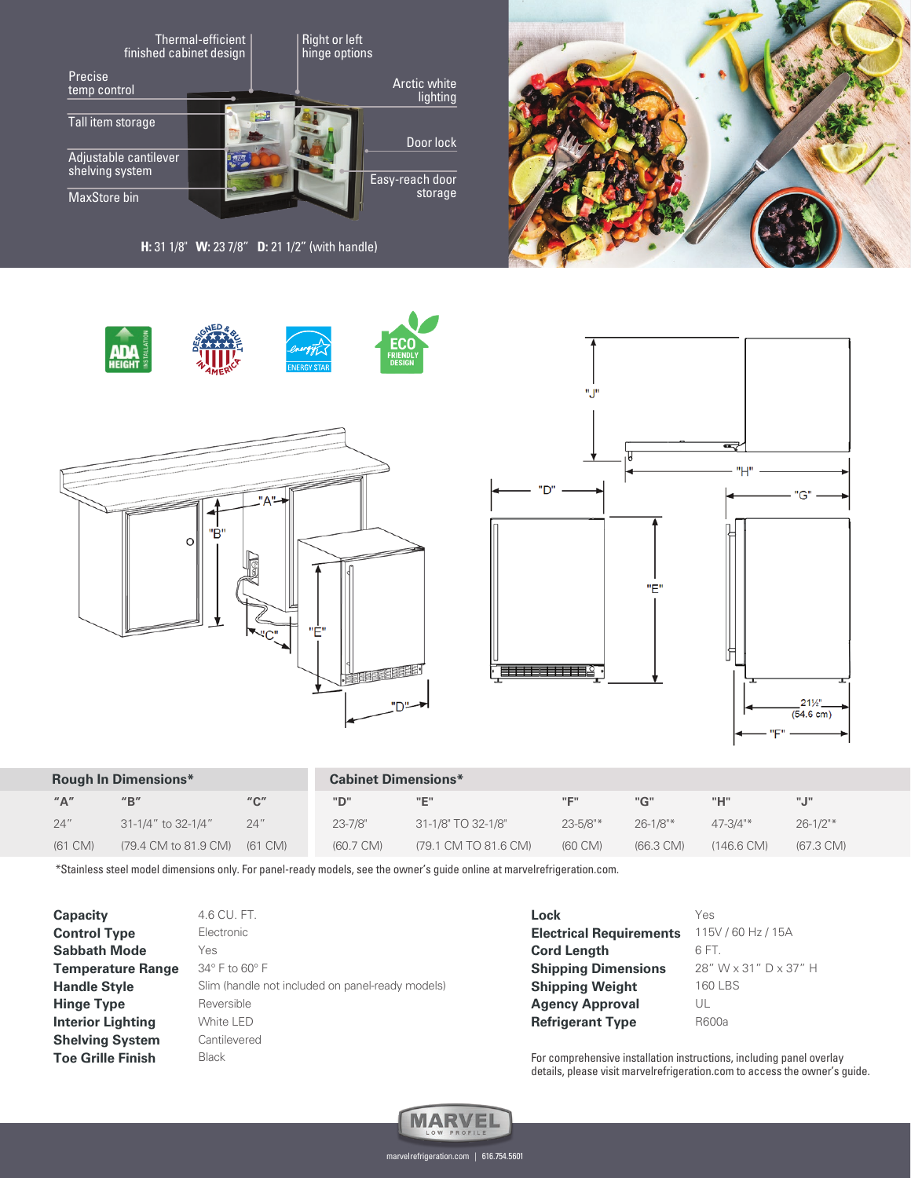Thermal-efficient finished cabinet design

Right or left hinge options

Precise temp control

Arctic white lighting

Tall item storage

Door lock

Adjustable cantilever shelving system

Easy-reach door storage

MaxStore bin

**H:** 31 1/8" **W:** 23 7/8" **D:** 21 1/2" (with handle)

| Rough In Dimensions* | | | Cabinet Dimensions* | | | | | |
|---|---|---|---|---|---|---|---|---|
| "A" | "B" | "C" | "D" | "E" | "F" | "G" | "H" | "J" |
| 24" | 31-1/4" to 32-1/4" | 24" | 23-7/8" | 31-1/8" TO 32-1/8" | 23-5/8"* | 26-1/8"* | 47-3/4"* | 26-1/2"* |
| (61 CM) | (79.4 CM to 81.9 CM) | (61 CM) | (60.7 CM) | (79.1 CM TO 81.6 CM) | (60 CM) | (66.3 CM) | (146.6 CM) | (67.3 CM) |

*Stainless steel model dimensions only. For panel-ready models, see the owner's guide online at marvelrefrigeration.com.

| | |
|---|---|
| **Capacity** | 4.6 CU. FT. |
| **Control Type** | Electronic |
| **Sabbath Mode** | Yes |
| **Temperature Range** | 34° F to 60° F |
| **Handle Style** | Slim (handle not included on panel-ready models) |
| **Hinge Type** | Reversible |
| **Interior Lighting** | White LED |
| **Shelving System** | Cantilevered |
| **Toe Grille Finish** | Black |
| **Lock** | Yes |
| **Electrical Requirements** | 115V / 60 Hz / 15A |
| **Cord Length** | 6 FT. |
| **Shipping Dimensions** | 28" W x 31" D x 37" H |
| **Shipping Weight** | 160 LBS |
| **Agency Approval** | UL |
| **Refrigerant Type** | R600a |

For comprehensive installation instructions, including panel overlay details, please visit marvelrefrigeration.com to access the owner's guide.

MARVEL LOW PROFILE

marvelrefrigeration.com | 616.754.5601